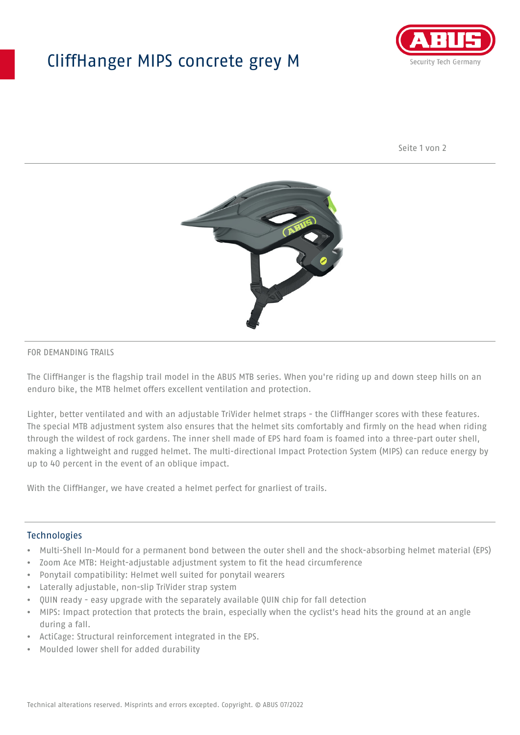# CliffHanger MIPS concrete grey M

FOR DEMANDING TRAILS

The CliffHanger is the flagship trail model in the ABUS MTB series. When you're riding up and down steep hills on an enduro bike, the MTB helmet offers excellent ventilation and protection.

Lighter, better ventilated and with an adjustable TriVider helmet straps - the CliffHanger scores with these features. The special MTB adjustment system also ensures that the helmet sits comfortably and firmly on the head when riding through the wildest of rock gardens. The inner shell made of EPS hard foam is foamed into a three-part outer shell, making a lightweight and rugged helmet. The multi-directional Impact Protection System (MIPS) can reduce energy by up to 40 percent in the event of an oblique impact.

With the CliffHanger, we have created a helmet perfect for gnarliest of trails.

## Technologies

- Multi-Shell In-Mould for a permanent bond between the outer shell and the shock-absorbing helmet material (EPS)
- Zoom Ace MTB: Height-adjustable adjustment system to fit the head circumference
- Ponytail compatibility: Helmet well suited for ponytail wearers
- Laterally adjustable, non-slip TriVider strap system
- QUIN ready - easy upgrade with the separately available QUIN chip for fall detection
- MIPS: Impact protection that protects the brain, especially when the cyclist's head hits the ground at an angle during a fall.
- ActiCage: Structural reinforcement integrated in the EPS.
- Moulded lower shell for added durability

Technical alterations reserved. Misprints and errors excepted. Copyright. © ABUS 07/2022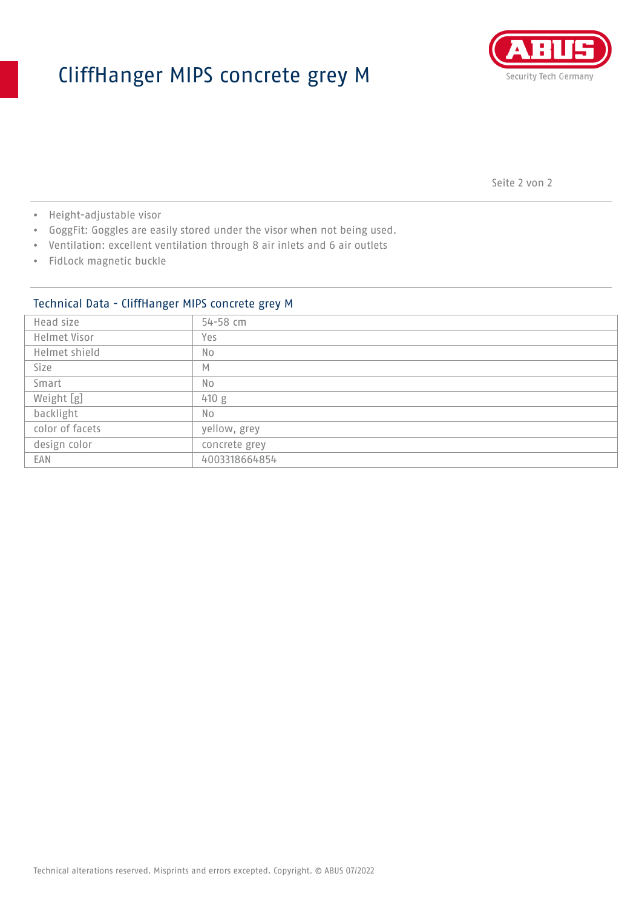# CliffHanger MIPS concrete grey M

- Height-adjustable visor
- GoggFit: Goggles are easily stored under the visor when not being used.
- Ventilation: excellent ventilation through 8 air inlets and 6 air outlets
- FidLock magnetic buckle

## Technical Data - CliffHanger MIPS concrete grey M

| | |
|---|---|
| Head size | 54-58 cm |
| Helmet Visor | Yes |
| Helmet shield | No |
| Size | M |
| Smart | No |
| Weight [g] | 410 g |
| backlight | No |
| color of facets | yellow, grey |
| design color | concrete grey |
| EAN | 4003318664854 |

Technical alterations reserved. Misprints and errors excepted. Copyright. © ABUS 07/2022